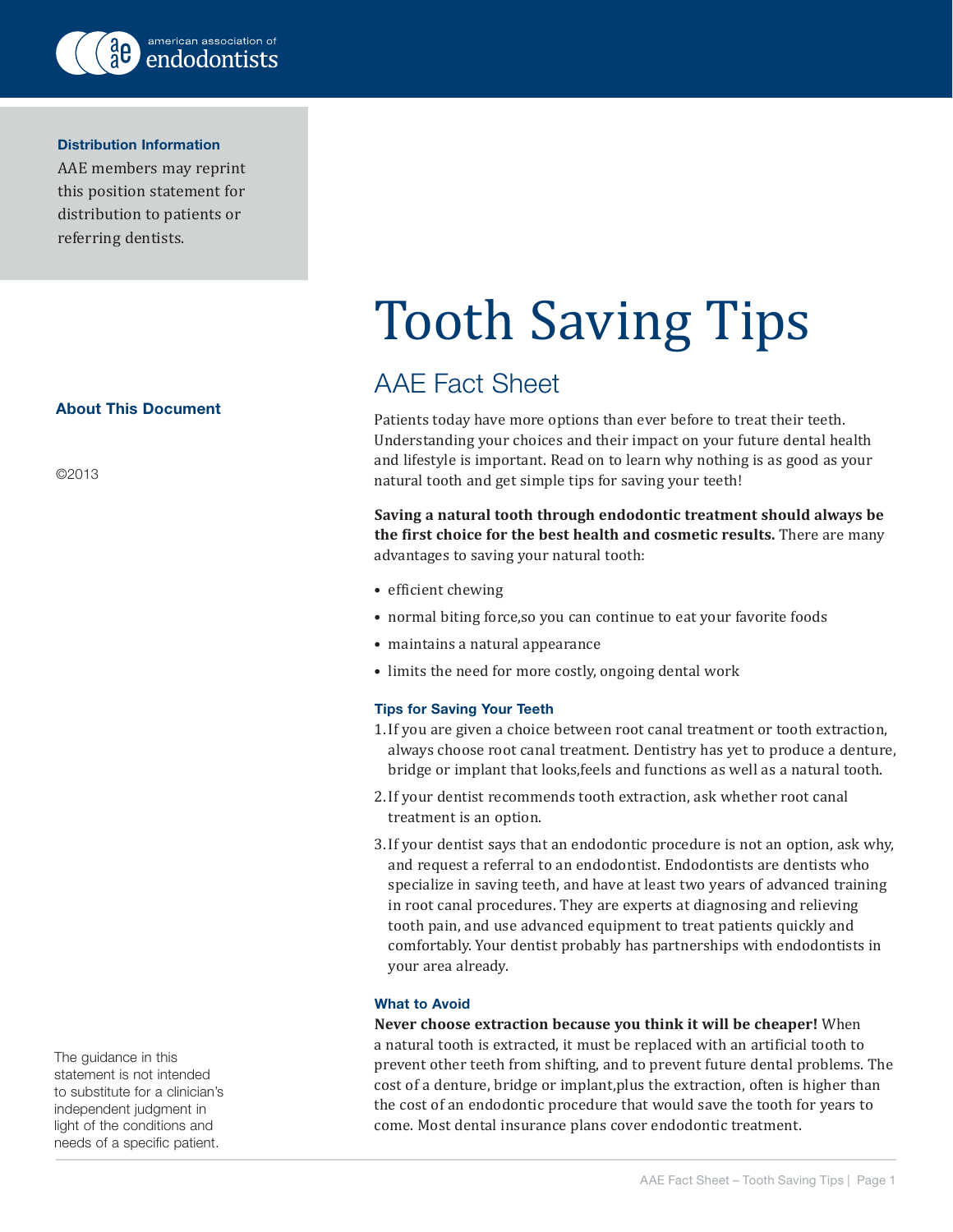american association of endodontists

**Distribution Information**

AAE members may reprint this position statement for distribution to patients or referring dentists.

**About This Document**

©2013

# Tooth Saving Tips

## AAE Fact Sheet

Patients today have more options than ever before to treat their teeth. Understanding your choices and their impact on your future dental health and lifestyle is important. Read on to learn why nothing is as good as your natural tooth and get simple tips for saving your teeth!

**Saving a natural tooth through endodontic treatment should always be the first choice for the best health and cosmetic results.** There are many advantages to saving your natural tooth:

- efficient chewing
- normal biting force,so you can continue to eat your favorite foods
- maintains a natural appearance
- limits the need for more costly, ongoing dental work

### Tips for Saving Your Teeth

1. If you are given a choice between root canal treatment or tooth extraction, always choose root canal treatment. Dentistry has yet to produce a denture, bridge or implant that looks,feels and functions as well as a natural tooth.
2. If your dentist recommends tooth extraction, ask whether root canal treatment is an option.
3. If your dentist says that an endodontic procedure is not an option, ask why, and request a referral to an endodontist. Endodontists are dentists who specialize in saving teeth, and have at least two years of advanced training in root canal procedures. They are experts at diagnosing and relieving tooth pain, and use advanced equipment to treat patients quickly and comfortably. Your dentist probably has partnerships with endodontists in your area already.

### What to Avoid

**Never choose extraction because you think it will be cheaper!** When a natural tooth is extracted, it must be replaced with an artificial tooth to prevent other teeth from shifting, and to prevent future dental problems. The cost of a denture, bridge or implant,plus the extraction, often is higher than the cost of an endodontic procedure that would save the tooth for years to come. Most dental insurance plans cover endodontic treatment.

The guidance in this statement is not intended to substitute for a clinician's independent judgment in light of the conditions and needs of a specific patient.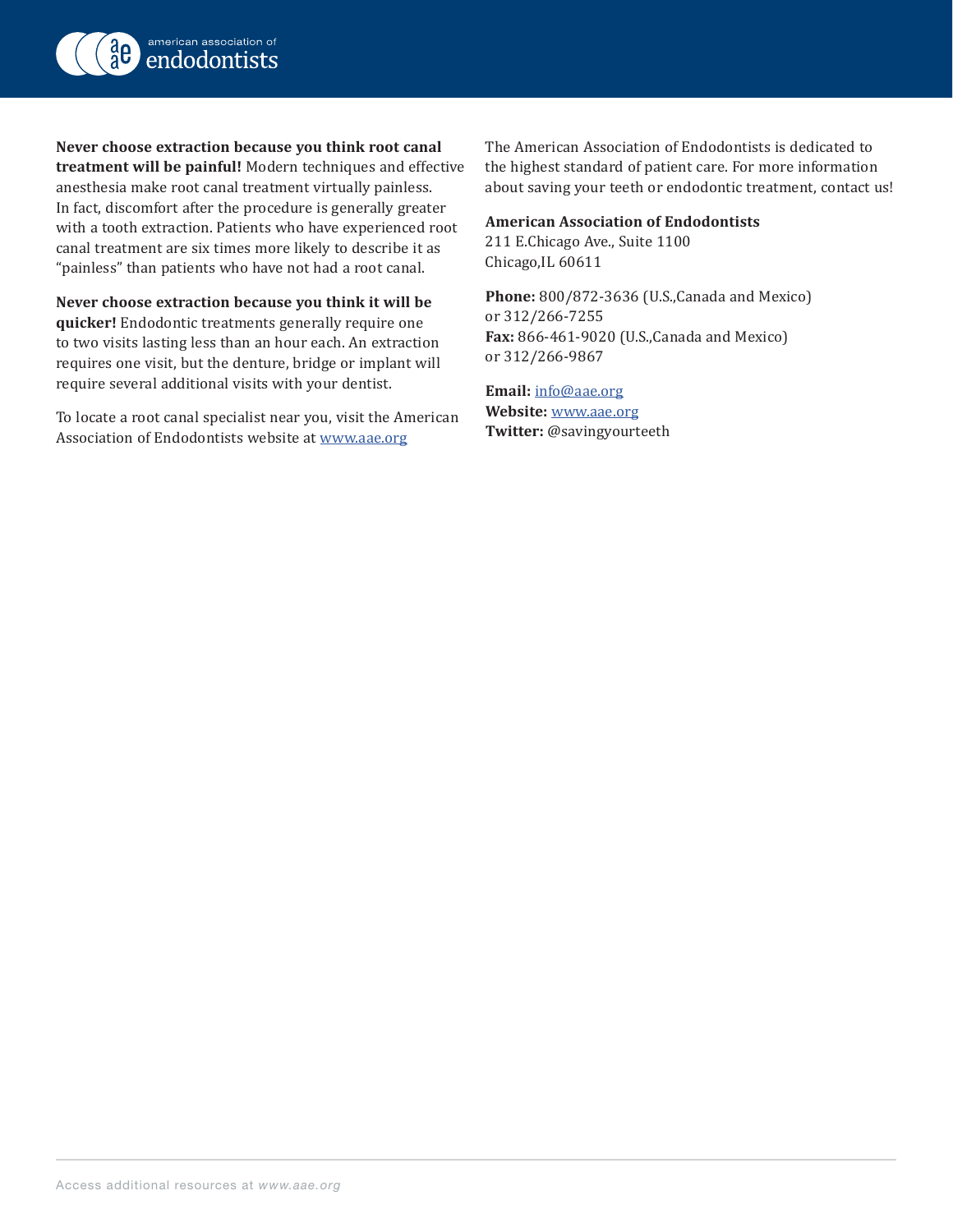**Never choose extraction because you think root canal treatment will be painful!** Modern techniques and effective anesthesia make root canal treatment virtually painless. In fact, discomfort after the procedure is generally greater with a tooth extraction. Patients who have experienced root canal treatment are six times more likely to describe it as "painless" than patients who have not had a root canal.

**Never choose extraction because you think it will be quicker!** Endodontic treatments generally require one to two visits lasting less than an hour each. An extraction requires one visit, but the denture, bridge or implant will require several additional visits with your dentist.

To locate a root canal specialist near you, visit the American Association of Endodontists website at [www.aae.org](http://www.aae.org)

The American Association of Endodontists is dedicated to the highest standard of patient care. For more information about saving your teeth or endodontic treatment, contact us!

**American Association of Endodontists**
211 E.Chicago Ave., Suite 1100
Chicago,IL 60611

**Phone:** 800/872-3636 (U.S.,Canada and Mexico)
or 312/266-7255
**Fax:** 866-461-9020 (U.S.,Canada and Mexico)
or 312/266-9867

**Email:** [info@aae.org](mailto:info@aae.org)
**Website:** [www.aae.org](http://www.aae.org)
**Twitter:** @savingyourteeth